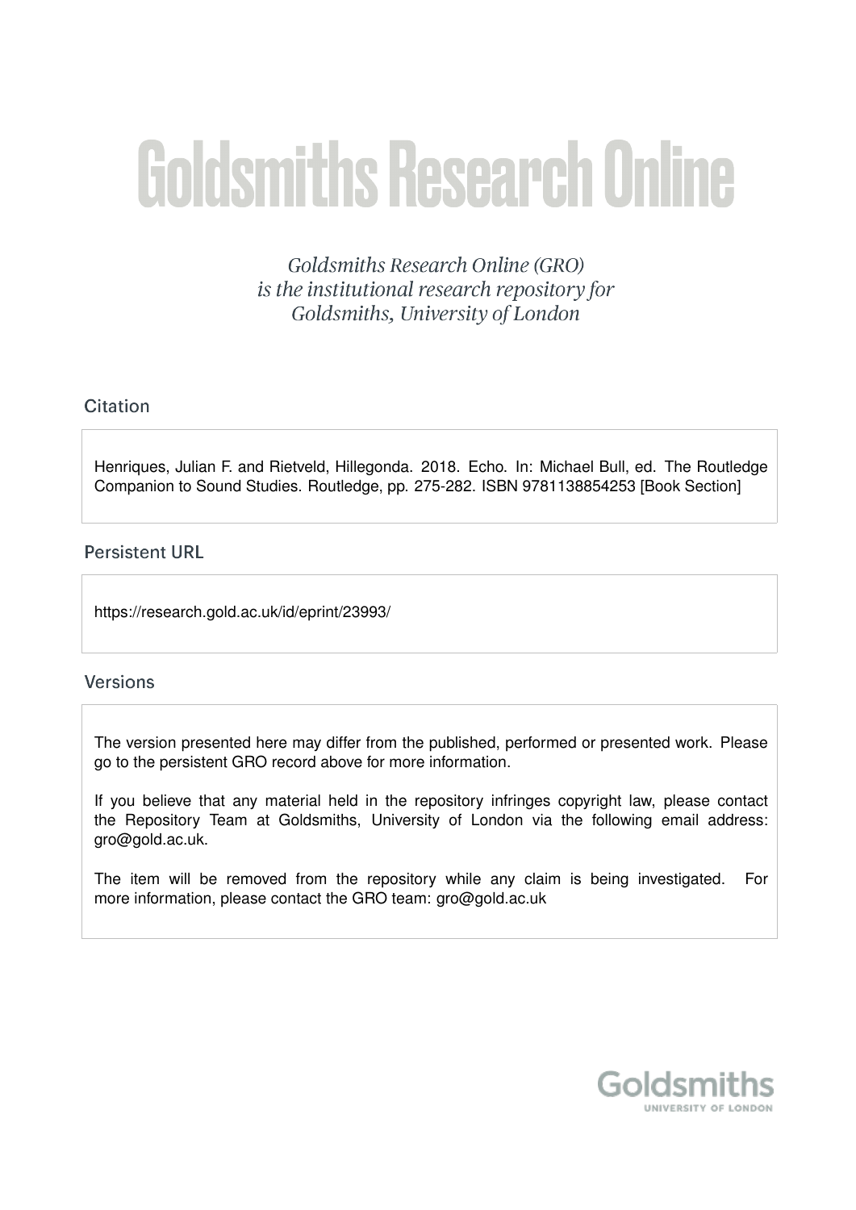# Goldsmiths Research Online

*Goldsmiths Research Online (GRO) is the institutional research repository for Goldsmiths, University of London*

## Citation

Henriques, Julian F. and Rietveld, Hillegonda. 2018. Echo. In: Michael Bull, ed. The Routledge Companion to Sound Studies. Routledge, pp. 275-282. ISBN 9781138854253 [Book Section]

## Persistent URL

https://research.gold.ac.uk/id/eprint/23993/

## Versions

The version presented here may differ from the published, performed or presented work. Please go to the persistent GRO record above for more information.

If you believe that any material held in the repository infringes copyright law, please contact the Repository Team at Goldsmiths, University of London via the following email address: gro@gold.ac.uk.

The item will be removed from the repository while any claim is being investigated. For more information, please contact the GRO team: gro@gold.ac.uk

Goldsmiths
UNIVERSITY OF LONDON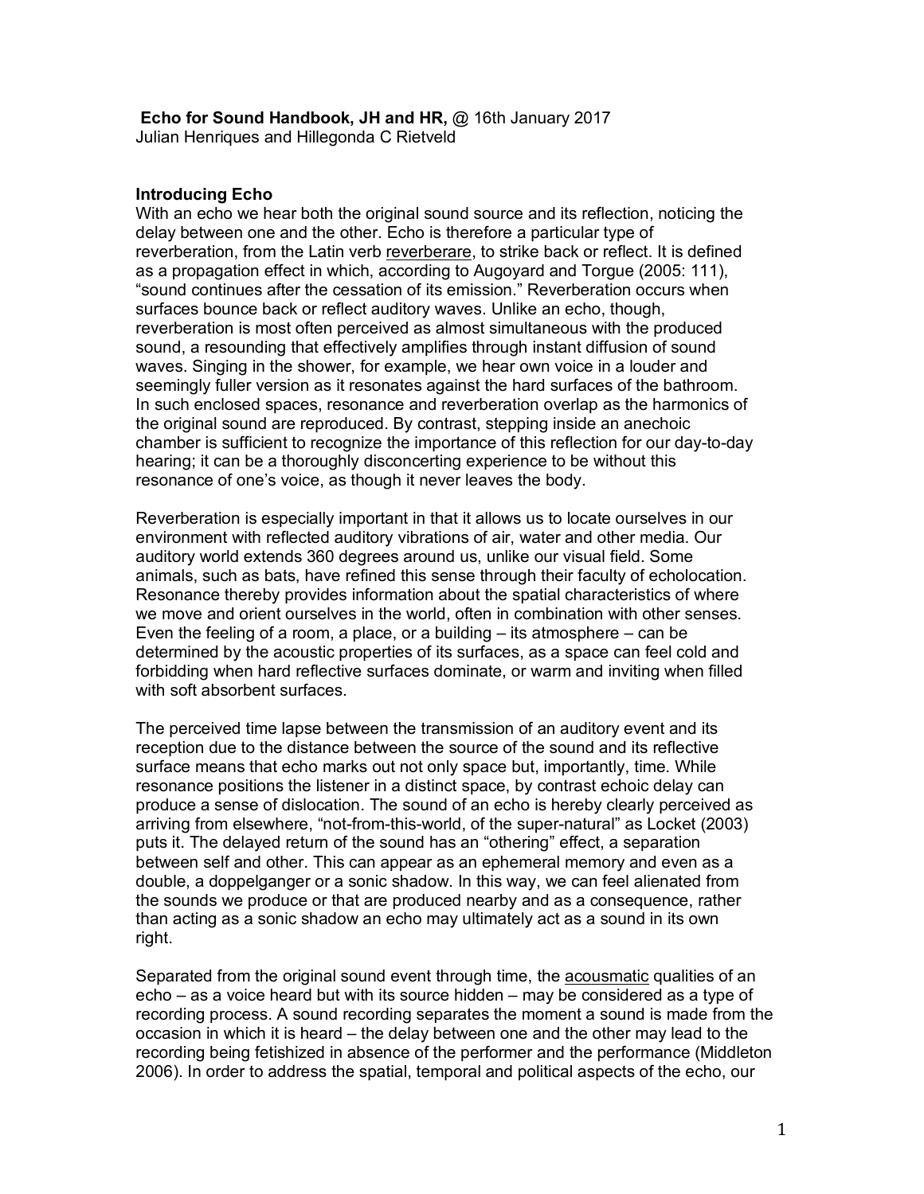**Echo for Sound Handbook, JH and HR,** @ 16th January 2017
Julian Henriques and Hillegonda C Rietveld

**Introducing Echo**

With an echo we hear both the original sound source and its reflection, noticing the delay between one and the other. Echo is therefore a particular type of reverberation, from the Latin verb reverberare, to strike back or reflect. It is defined as a propagation effect in which, according to Augoyard and Torgue (2005: 111), "sound continues after the cessation of its emission." Reverberation occurs when surfaces bounce back or reflect auditory waves. Unlike an echo, though, reverberation is most often perceived as almost simultaneous with the produced sound, a resounding that effectively amplifies through instant diffusion of sound waves. Singing in the shower, for example, we hear own voice in a louder and seemingly fuller version as it resonates against the hard surfaces of the bathroom. In such enclosed spaces, resonance and reverberation overlap as the harmonics of the original sound are reproduced. By contrast, stepping inside an anechoic chamber is sufficient to recognize the importance of this reflection for our day-to-day hearing; it can be a thoroughly disconcerting experience to be without this resonance of one's voice, as though it never leaves the body.

Reverberation is especially important in that it allows us to locate ourselves in our environment with reflected auditory vibrations of air, water and other media. Our auditory world extends 360 degrees around us, unlike our visual field. Some animals, such as bats, have refined this sense through their faculty of echolocation. Resonance thereby provides information about the spatial characteristics of where we move and orient ourselves in the world, often in combination with other senses. Even the feeling of a room, a place, or a building – its atmosphere – can be determined by the acoustic properties of its surfaces, as a space can feel cold and forbidding when hard reflective surfaces dominate, or warm and inviting when filled with soft absorbent surfaces.

The perceived time lapse between the transmission of an auditory event and its reception due to the distance between the source of the sound and its reflective surface means that echo marks out not only space but, importantly, time. While resonance positions the listener in a distinct space, by contrast echoic delay can produce a sense of dislocation. The sound of an echo is hereby clearly perceived as arriving from elsewhere, "not-from-this-world, of the super-natural" as Locket (2003) puts it. The delayed return of the sound has an "othering" effect, a separation between self and other. This can appear as an ephemeral memory and even as a double, a doppelganger or a sonic shadow. In this way, we can feel alienated from the sounds we produce or that are produced nearby and as a consequence, rather than acting as a sonic shadow an echo may ultimately act as a sound in its own right.

Separated from the original sound event through time, the acousmatic qualities of an echo – as a voice heard but with its source hidden – may be considered as a type of recording process. A sound recording separates the moment a sound is made from the occasion in which it is heard – the delay between one and the other may lead to the recording being fetishized in absence of the performer and the performance (Middleton 2006). In order to address the spatial, temporal and political aspects of the echo, our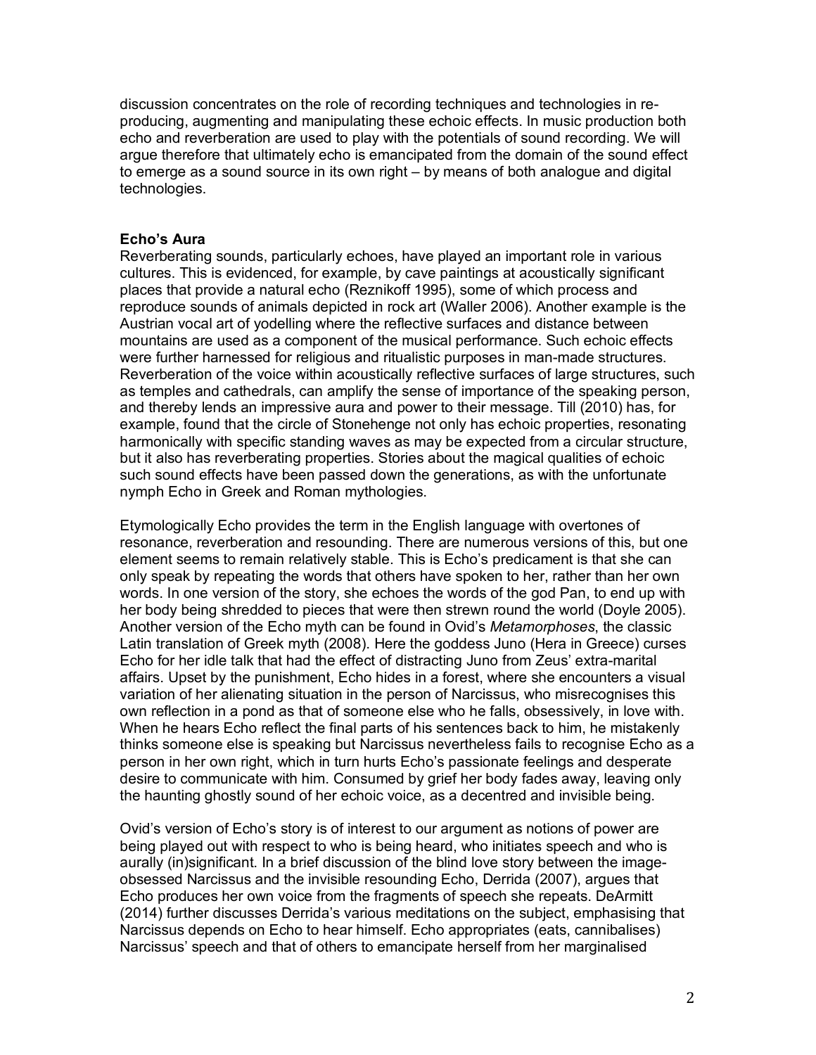discussion concentrates on the role of recording techniques and technologies in re-producing, augmenting and manipulating these echoic effects. In music production both echo and reverberation are used to play with the potentials of sound recording. We will argue therefore that ultimately echo is emancipated from the domain of the sound effect to emerge as a sound source in its own right – by means of both analogue and digital technologies.

**Echo's Aura**

Reverberating sounds, particularly echoes, have played an important role in various cultures. This is evidenced, for example, by cave paintings at acoustically significant places that provide a natural echo (Reznikoff 1995), some of which process and reproduce sounds of animals depicted in rock art (Waller 2006). Another example is the Austrian vocal art of yodelling where the reflective surfaces and distance between mountains are used as a component of the musical performance. Such echoic effects were further harnessed for religious and ritualistic purposes in man-made structures. Reverberation of the voice within acoustically reflective surfaces of large structures, such as temples and cathedrals, can amplify the sense of importance of the speaking person, and thereby lends an impressive aura and power to their message. Till (2010) has, for example, found that the circle of Stonehenge not only has echoic properties, resonating harmonically with specific standing waves as may be expected from a circular structure, but it also has reverberating properties. Stories about the magical qualities of echoic such sound effects have been passed down the generations, as with the unfortunate nymph Echo in Greek and Roman mythologies.

Etymologically Echo provides the term in the English language with overtones of resonance, reverberation and resounding. There are numerous versions of this, but one element seems to remain relatively stable. This is Echo's predicament is that she can only speak by repeating the words that others have spoken to her, rather than her own words. In one version of the story, she echoes the words of the god Pan, to end up with her body being shredded to pieces that were then strewn round the world (Doyle 2005). Another version of the Echo myth can be found in Ovid's *Metamorphoses*, the classic Latin translation of Greek myth (2008). Here the goddess Juno (Hera in Greece) curses Echo for her idle talk that had the effect of distracting Juno from Zeus' extra-marital affairs. Upset by the punishment, Echo hides in a forest, where she encounters a visual variation of her alienating situation in the person of Narcissus, who misrecognises this own reflection in a pond as that of someone else who he falls, obsessively, in love with. When he hears Echo reflect the final parts of his sentences back to him, he mistakenly thinks someone else is speaking but Narcissus nevertheless fails to recognise Echo as a person in her own right, which in turn hurts Echo's passionate feelings and desperate desire to communicate with him. Consumed by grief her body fades away, leaving only the haunting ghostly sound of her echoic voice, as a decentred and invisible being.

Ovid's version of Echo's story is of interest to our argument as notions of power are being played out with respect to who is being heard, who initiates speech and who is aurally (in)significant. In a brief discussion of the blind love story between the image-obsessed Narcissus and the invisible resounding Echo, Derrida (2007), argues that Echo produces her own voice from the fragments of speech she repeats. DeArmitt (2014) further discusses Derrida's various meditations on the subject, emphasising that Narcissus depends on Echo to hear himself. Echo appropriates (eats, cannibalises) Narcissus' speech and that of others to emancipate herself from her marginalised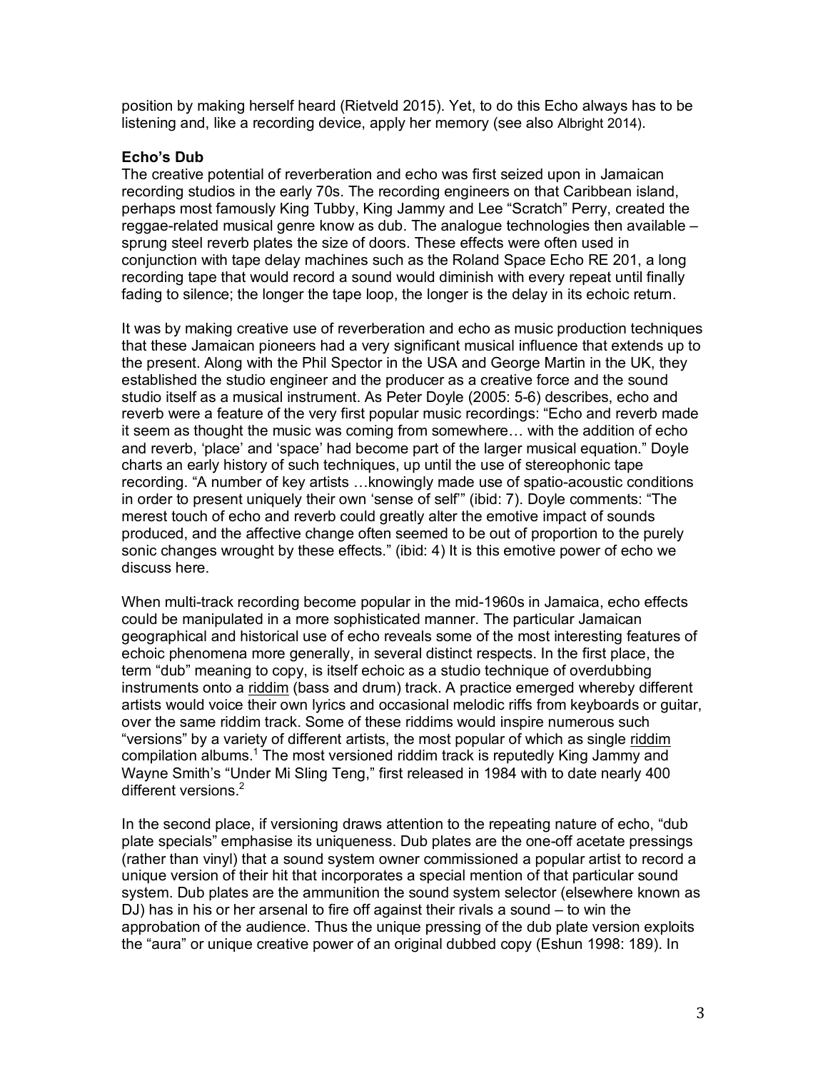position by making herself heard (Rietveld 2015). Yet, to do this Echo always has to be listening and, like a recording device, apply her memory (see also Albright 2014).

**Echo's Dub**

The creative potential of reverberation and echo was first seized upon in Jamaican recording studios in the early 70s. The recording engineers on that Caribbean island, perhaps most famously King Tubby, King Jammy and Lee "Scratch" Perry, created the reggae-related musical genre know as dub. The analogue technologies then available – sprung steel reverb plates the size of doors. These effects were often used in conjunction with tape delay machines such as the Roland Space Echo RE 201, a long recording tape that would record a sound would diminish with every repeat until finally fading to silence; the longer the tape loop, the longer is the delay in its echoic return.

It was by making creative use of reverberation and echo as music production techniques that these Jamaican pioneers had a very significant musical influence that extends up to the present. Along with the Phil Spector in the USA and George Martin in the UK, they established the studio engineer and the producer as a creative force and the sound studio itself as a musical instrument. As Peter Doyle (2005: 5-6) describes, echo and reverb were a feature of the very first popular music recordings: "Echo and reverb made it seem as thought the music was coming from somewhere… with the addition of echo and reverb, 'place' and 'space' had become part of the larger musical equation." Doyle charts an early history of such techniques, up until the use of stereophonic tape recording. "A number of key artists …knowingly made use of spatio-acoustic conditions in order to present uniquely their own 'sense of self'" (ibid: 7). Doyle comments: "The merest touch of echo and reverb could greatly alter the emotive impact of sounds produced, and the affective change often seemed to be out of proportion to the purely sonic changes wrought by these effects." (ibid: 4) It is this emotive power of echo we discuss here.

When multi-track recording become popular in the mid-1960s in Jamaica, echo effects could be manipulated in a more sophisticated manner. The particular Jamaican geographical and historical use of echo reveals some of the most interesting features of echoic phenomena more generally, in several distinct respects. In the first place, the term "dub" meaning to copy, is itself echoic as a studio technique of overdubbing instruments onto a <u>riddim</u> (bass and drum) track. A practice emerged whereby different artists would voice their own lyrics and occasional melodic riffs from keyboards or guitar, over the same riddim track. Some of these riddims would inspire numerous such "versions" by a variety of different artists, the most popular of which as single <u>riddim</u> compilation albums.[1] The most versioned riddim track is reputedly King Jammy and Wayne Smith's "Under Mi Sling Teng," first released in 1984 with to date nearly 400 different versions.[2]

In the second place, if versioning draws attention to the repeating nature of echo, "dub plate specials" emphasise its uniqueness. Dub plates are the one-off acetate pressings (rather than vinyl) that a sound system owner commissioned a popular artist to record a unique version of their hit that incorporates a special mention of that particular sound system. Dub plates are the ammunition the sound system selector (elsewhere known as DJ) has in his or her arsenal to fire off against their rivals a sound – to win the approbation of the audience. Thus the unique pressing of the dub plate version exploits the "aura" or unique creative power of an original dubbed copy (Eshun 1998: 189). In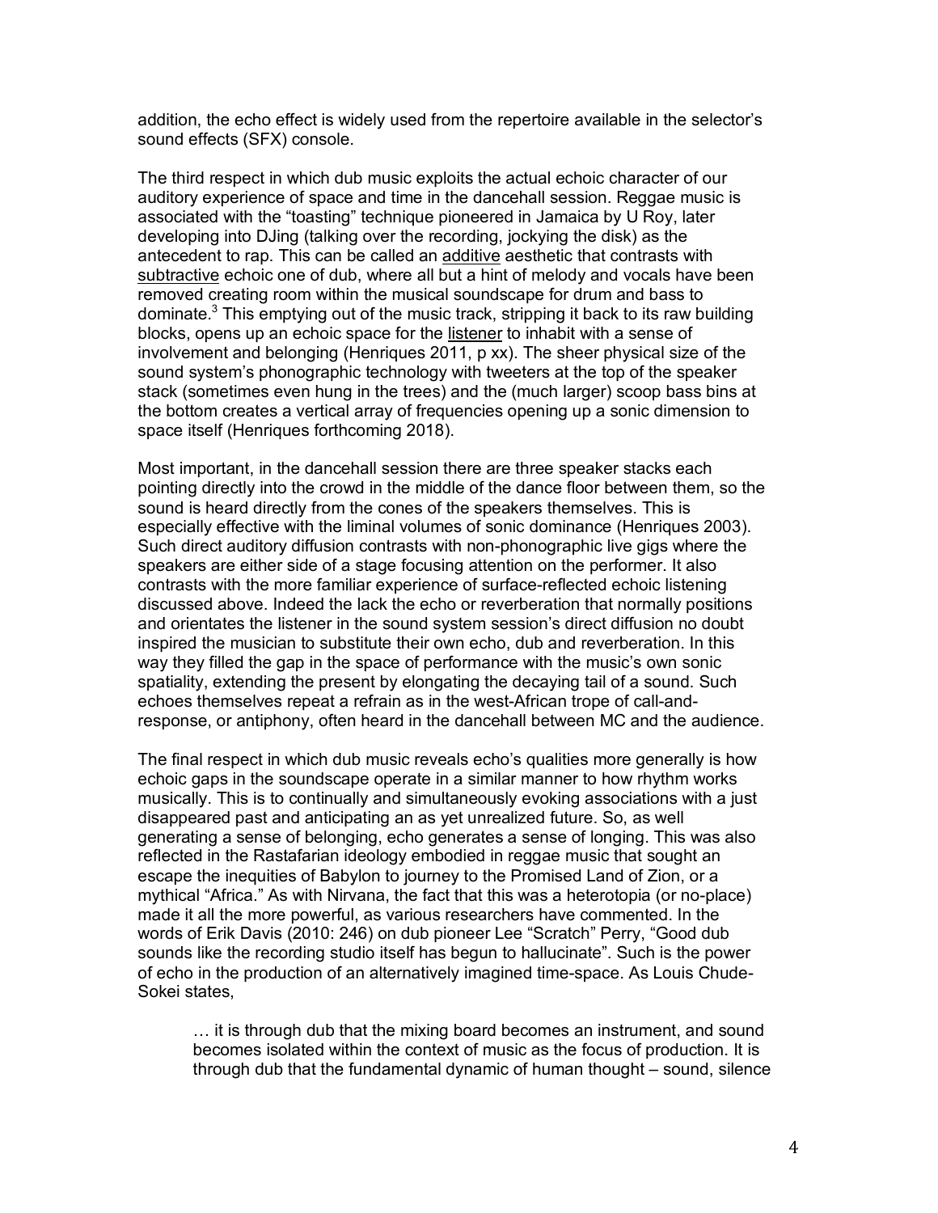addition, the echo effect is widely used from the repertoire available in the selector's sound effects (SFX) console.

The third respect in which dub music exploits the actual echoic character of our auditory experience of space and time in the dancehall session. Reggae music is associated with the "toasting" technique pioneered in Jamaica by U Roy, later developing into DJing (talking over the recording, jockying the disk) as the antecedent to rap. This can be called an <u>additive</u> aesthetic that contrasts with <u>subtractive</u> echoic one of dub, where all but a hint of melody and vocals have been removed creating room within the musical soundscape for drum and bass to dominate.[3] This emptying out of the music track, stripping it back to its raw building blocks, opens up an echoic space for the <u>listener</u> to inhabit with a sense of involvement and belonging (Henriques 2011, p xx). The sheer physical size of the sound system's phonographic technology with tweeters at the top of the speaker stack (sometimes even hung in the trees) and the (much larger) scoop bass bins at the bottom creates a vertical array of frequencies opening up a sonic dimension to space itself (Henriques forthcoming 2018).

Most important, in the dancehall session there are three speaker stacks each pointing directly into the crowd in the middle of the dance floor between them, so the sound is heard directly from the cones of the speakers themselves. This is especially effective with the liminal volumes of sonic dominance (Henriques 2003). Such direct auditory diffusion contrasts with non-phonographic live gigs where the speakers are either side of a stage focusing attention on the performer. It also contrasts with the more familiar experience of surface-reflected echoic listening discussed above. Indeed the lack the echo or reverberation that normally positions and orientates the listener in the sound system session's direct diffusion no doubt inspired the musician to substitute their own echo, dub and reverberation. In this way they filled the gap in the space of performance with the music's own sonic spatiality, extending the present by elongating the decaying tail of a sound. Such echoes themselves repeat a refrain as in the west-African trope of call-and-response, or antiphony, often heard in the dancehall between MC and the audience.

The final respect in which dub music reveals echo's qualities more generally is how echoic gaps in the soundscape operate in a similar manner to how rhythm works musically. This is to continually and simultaneously evoking associations with a just disappeared past and anticipating an as yet unrealized future. So, as well generating a sense of belonging, echo generates a sense of longing. This was also reflected in the Rastafarian ideology embodied in reggae music that sought an escape the inequities of Babylon to journey to the Promised Land of Zion, or a mythical "Africa." As with Nirvana, the fact that this was a heterotopia (or no-place) made it all the more powerful, as various researchers have commented. In the words of Erik Davis (2010: 246) on dub pioneer Lee "Scratch" Perry, "Good dub sounds like the recording studio itself has begun to hallucinate". Such is the power of echo in the production of an alternatively imagined time-space. As Louis Chude-Sokei states,

> … it is through dub that the mixing board becomes an instrument, and sound becomes isolated within the context of music as the focus of production. It is through dub that the fundamental dynamic of human thought – sound, silence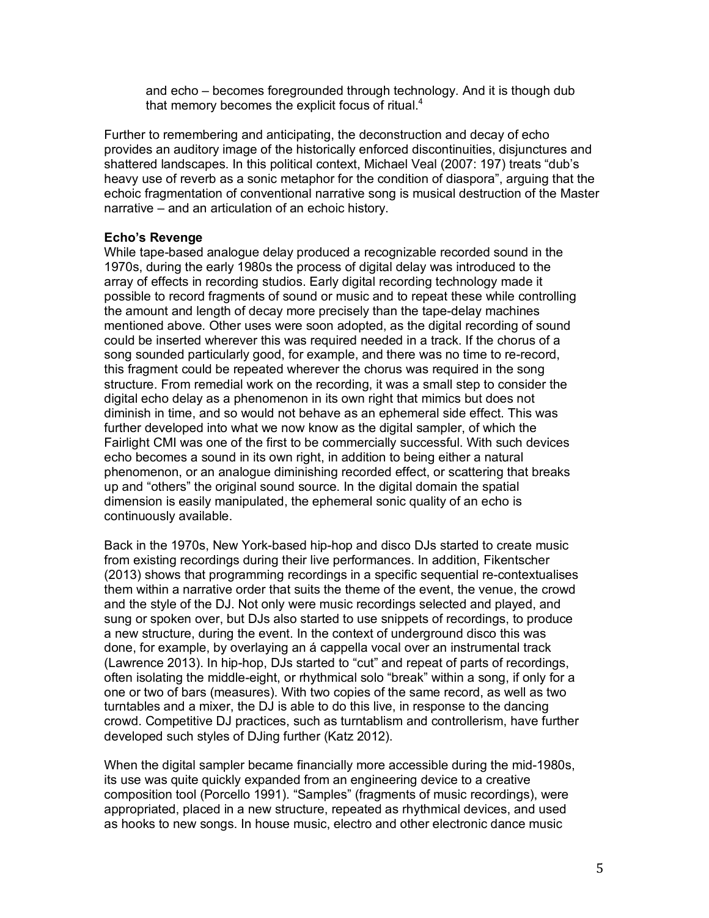> and echo – becomes foregrounded through technology. And it is though dub that memory becomes the explicit focus of ritual.[4]

Further to remembering and anticipating, the deconstruction and decay of echo provides an auditory image of the historically enforced discontinuities, disjunctures and shattered landscapes. In this political context, Michael Veal (2007: 197) treats "dub's heavy use of reverb as a sonic metaphor for the condition of diaspora", arguing that the echoic fragmentation of conventional narrative song is musical destruction of the Master narrative – and an articulation of an echoic history.

**Echo's Revenge**

While tape-based analogue delay produced a recognizable recorded sound in the 1970s, during the early 1980s the process of digital delay was introduced to the array of effects in recording studios. Early digital recording technology made it possible to record fragments of sound or music and to repeat these while controlling the amount and length of decay more precisely than the tape-delay machines mentioned above. Other uses were soon adopted, as the digital recording of sound could be inserted wherever this was required needed in a track. If the chorus of a song sounded particularly good, for example, and there was no time to re-record, this fragment could be repeated wherever the chorus was required in the song structure. From remedial work on the recording, it was a small step to consider the digital echo delay as a phenomenon in its own right that mimics but does not diminish in time, and so would not behave as an ephemeral side effect. This was further developed into what we now know as the digital sampler, of which the Fairlight CMI was one of the first to be commercially successful. With such devices echo becomes a sound in its own right, in addition to being either a natural phenomenon, or an analogue diminishing recorded effect, or scattering that breaks up and "others" the original sound source. In the digital domain the spatial dimension is easily manipulated, the ephemeral sonic quality of an echo is continuously available.

Back in the 1970s, New York-based hip-hop and disco DJs started to create music from existing recordings during their live performances. In addition, Fikentscher (2013) shows that programming recordings in a specific sequential re-contextualises them within a narrative order that suits the theme of the event, the venue, the crowd and the style of the DJ. Not only were music recordings selected and played, and sung or spoken over, but DJs also started to use snippets of recordings, to produce a new structure, during the event. In the context of underground disco this was done, for example, by overlaying an á cappella vocal over an instrumental track (Lawrence 2013). In hip-hop, DJs started to "cut" and repeat of parts of recordings, often isolating the middle-eight, or rhythmical solo "break" within a song, if only for a one or two of bars (measures). With two copies of the same record, as well as two turntables and a mixer, the DJ is able to do this live, in response to the dancing crowd. Competitive DJ practices, such as turntablism and controllerism, have further developed such styles of DJing further (Katz 2012).

When the digital sampler became financially more accessible during the mid-1980s, its use was quite quickly expanded from an engineering device to a creative composition tool (Porcello 1991). "Samples" (fragments of music recordings), were appropriated, placed in a new structure, repeated as rhythmical devices, and used as hooks to new songs. In house music, electro and other electronic dance music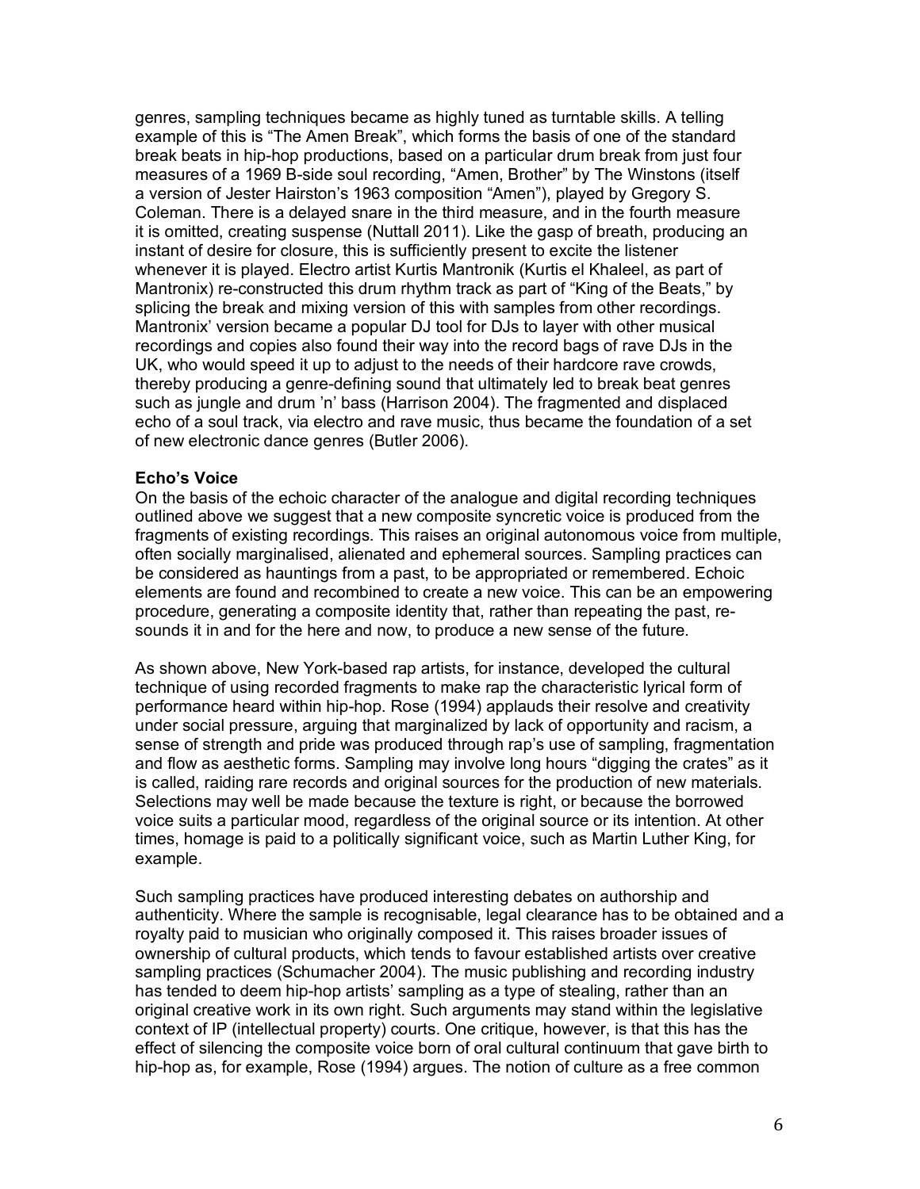genres, sampling techniques became as highly tuned as turntable skills. A telling example of this is "The Amen Break", which forms the basis of one of the standard break beats in hip-hop productions, based on a particular drum break from just four measures of a 1969 B-side soul recording, "Amen, Brother" by The Winstons (itself a version of Jester Hairston's 1963 composition "Amen"), played by Gregory S. Coleman. There is a delayed snare in the third measure, and in the fourth measure it is omitted, creating suspense (Nuttall 2011). Like the gasp of breath, producing an instant of desire for closure, this is sufficiently present to excite the listener whenever it is played. Electro artist Kurtis Mantronik (Kurtis el Khaleel, as part of Mantronix) re-constructed this drum rhythm track as part of "King of the Beats," by splicing the break and mixing version of this with samples from other recordings. Mantronix' version became a popular DJ tool for DJs to layer with other musical recordings and copies also found their way into the record bags of rave DJs in the UK, who would speed it up to adjust to the needs of their hardcore rave crowds, thereby producing a genre-defining sound that ultimately led to break beat genres such as jungle and drum 'n' bass (Harrison 2004). The fragmented and displaced echo of a soul track, via electro and rave music, thus became the foundation of a set of new electronic dance genres (Butler 2006).

**Echo's Voice**

On the basis of the echoic character of the analogue and digital recording techniques outlined above we suggest that a new composite syncretic voice is produced from the fragments of existing recordings. This raises an original autonomous voice from multiple, often socially marginalised, alienated and ephemeral sources. Sampling practices can be considered as hauntings from a past, to be appropriated or remembered. Echoic elements are found and recombined to create a new voice. This can be an empowering procedure, generating a composite identity that, rather than repeating the past, re-sounds it in and for the here and now, to produce a new sense of the future.

As shown above, New York-based rap artists, for instance, developed the cultural technique of using recorded fragments to make rap the characteristic lyrical form of performance heard within hip-hop. Rose (1994) applauds their resolve and creativity under social pressure, arguing that marginalized by lack of opportunity and racism, a sense of strength and pride was produced through rap's use of sampling, fragmentation and flow as aesthetic forms. Sampling may involve long hours "digging the crates" as it is called, raiding rare records and original sources for the production of new materials. Selections may well be made because the texture is right, or because the borrowed voice suits a particular mood, regardless of the original source or its intention. At other times, homage is paid to a politically significant voice, such as Martin Luther King, for example.

Such sampling practices have produced interesting debates on authorship and authenticity. Where the sample is recognisable, legal clearance has to be obtained and a royalty paid to musician who originally composed it. This raises broader issues of ownership of cultural products, which tends to favour established artists over creative sampling practices (Schumacher 2004). The music publishing and recording industry has tended to deem hip-hop artists' sampling as a type of stealing, rather than an original creative work in its own right. Such arguments may stand within the legislative context of IP (intellectual property) courts. One critique, however, is that this has the effect of silencing the composite voice born of oral cultural continuum that gave birth to hip-hop as, for example, Rose (1994) argues. The notion of culture as a free common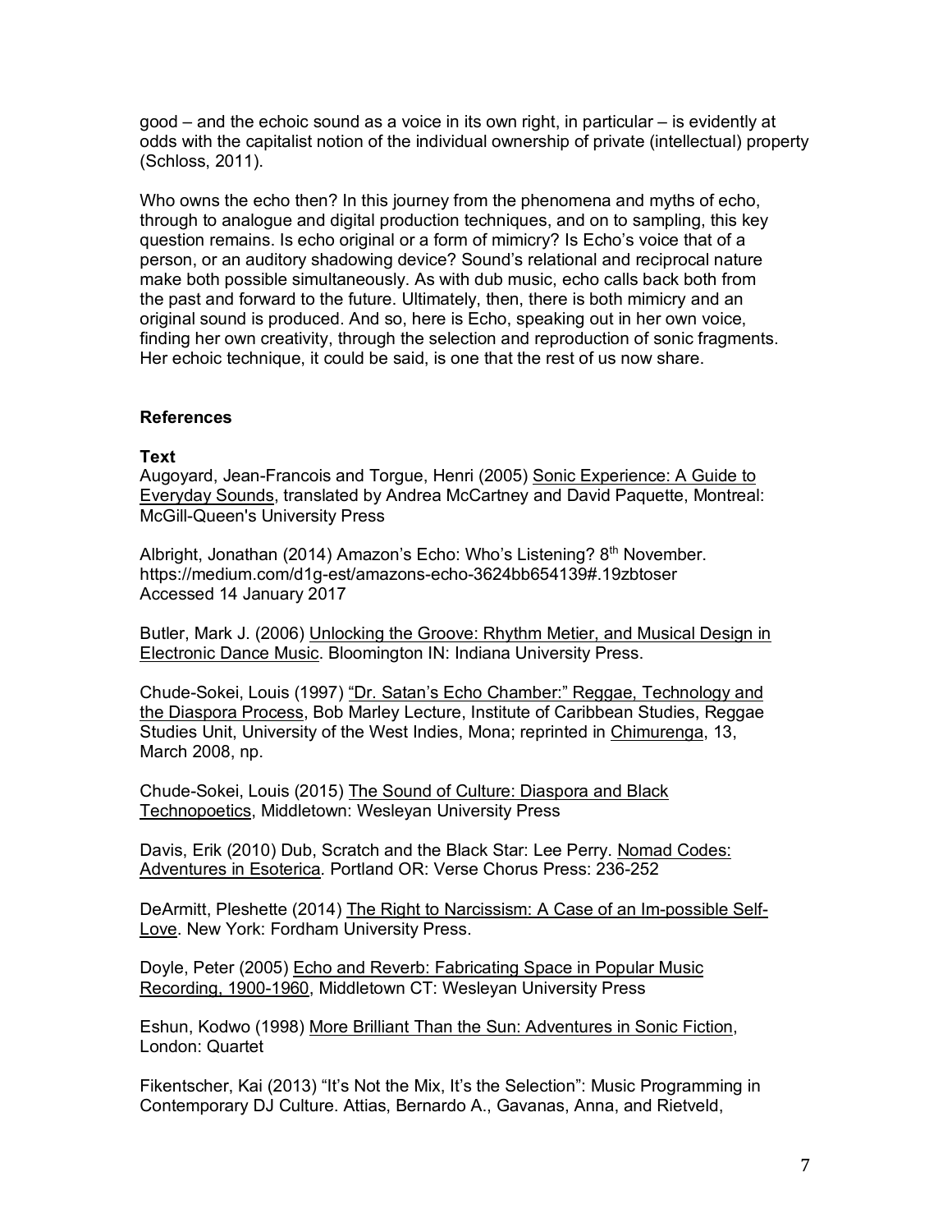good – and the echoic sound as a voice in its own right, in particular – is evidently at odds with the capitalist notion of the individual ownership of private (intellectual) property (Schloss, 2011).

Who owns the echo then? In this journey from the phenomena and myths of echo, through to analogue and digital production techniques, and on to sampling, this key question remains. Is echo original or a form of mimicry? Is Echo's voice that of a person, or an auditory shadowing device? Sound's relational and reciprocal nature make both possible simultaneously. As with dub music, echo calls back both from the past and forward to the future. Ultimately, then, there is both mimicry and an original sound is produced. And so, here is Echo, speaking out in her own voice, finding her own creativity, through the selection and reproduction of sonic fragments. Her echoic technique, it could be said, is one that the rest of us now share.

## References

### Text

Augoyard, Jean-Francois and Torgue, Henri (2005) Sonic Experience: A Guide to Everyday Sounds, translated by Andrea McCartney and David Paquette, Montreal: McGill-Queen's University Press

Albright, Jonathan (2014) Amazon's Echo: Who's Listening? 8th November. https://medium.com/d1g-est/amazons-echo-3624bb654139#.19zbtoser Accessed 14 January 2017

Butler, Mark J. (2006) Unlocking the Groove: Rhythm Metier, and Musical Design in Electronic Dance Music. Bloomington IN: Indiana University Press.

Chude-Sokei, Louis (1997) "Dr. Satan's Echo Chamber:" Reggae, Technology and the Diaspora Process, Bob Marley Lecture, Institute of Caribbean Studies, Reggae Studies Unit, University of the West Indies, Mona; reprinted in Chimurenga, 13, March 2008, np.

Chude-Sokei, Louis (2015) The Sound of Culture: Diaspora and Black Technopoetics, Middletown: Wesleyan University Press

Davis, Erik (2010) Dub, Scratch and the Black Star: Lee Perry. Nomad Codes: Adventures in Esoterica. Portland OR: Verse Chorus Press: 236-252

DeArmitt, Pleshette (2014) The Right to Narcissism: A Case of an Im-possible Self-Love. New York: Fordham University Press.

Doyle, Peter (2005) Echo and Reverb: Fabricating Space in Popular Music Recording, 1900-1960, Middletown CT: Wesleyan University Press

Eshun, Kodwo (1998) More Brilliant Than the Sun: Adventures in Sonic Fiction, London: Quartet

Fikentscher, Kai (2013) "It's Not the Mix, It's the Selection": Music Programming in Contemporary DJ Culture. Attias, Bernardo A., Gavanas, Anna, and Rietveld,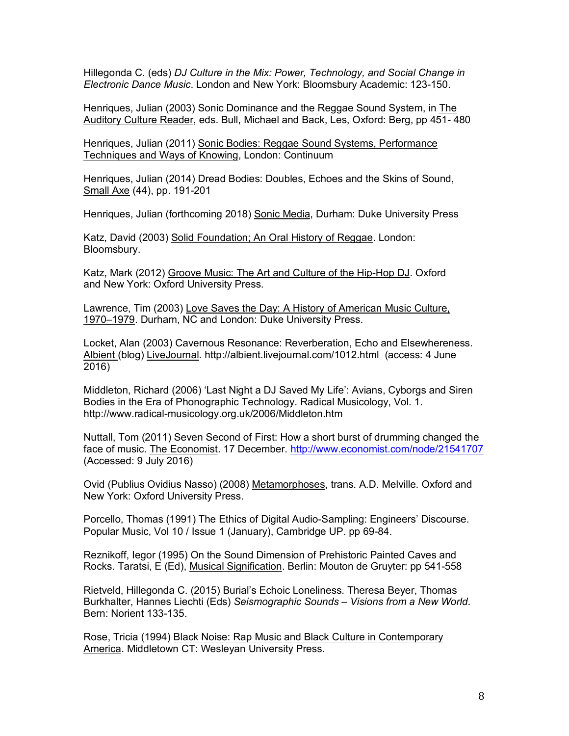Hillegonda C. (eds) *DJ Culture in the Mix: Power, Technology, and Social Change in Electronic Dance Music*. London and New York: Bloomsbury Academic: 123-150.

Henriques, Julian (2003) Sonic Dominance and the Reggae Sound System, in The Auditory Culture Reader, eds. Bull, Michael and Back, Les, Oxford: Berg, pp 451- 480

Henriques, Julian (2011) Sonic Bodies: Reggae Sound Systems, Performance Techniques and Ways of Knowing, London: Continuum

Henriques, Julian (2014) Dread Bodies: Doubles, Echoes and the Skins of Sound, Small Axe (44), pp. 191-201

Henriques, Julian (forthcoming 2018) Sonic Media, Durham: Duke University Press

Katz, David (2003) Solid Foundation; An Oral History of Reggae. London: Bloomsbury.

Katz, Mark (2012) Groove Music: The Art and Culture of the Hip-Hop DJ. Oxford and New York: Oxford University Press.

Lawrence, Tim (2003) Love Saves the Day: A History of American Music Culture, 1970–1979. Durham, NC and London: Duke University Press.

Locket, Alan (2003) Cavernous Resonance: Reverberation, Echo and Elsewhereness. Albient (blog) LiveJournal. http://albient.livejournal.com/1012.html (access: 4 June 2016)

Middleton, Richard (2006) 'Last Night a DJ Saved My Life': Avians, Cyborgs and Siren Bodies in the Era of Phonographic Technology. Radical Musicology, Vol. 1. http://www.radical-musicology.org.uk/2006/Middleton.htm

Nuttall, Tom (2011) Seven Second of First: How a short burst of drumming changed the face of music. The Economist. 17 December. http://www.economist.com/node/21541707 (Accessed: 9 July 2016)

Ovid (Publius Ovidius Nasso) (2008) Metamorphoses, trans. A.D. Melville. Oxford and New York: Oxford University Press.

Porcello, Thomas (1991) The Ethics of Digital Audio-Sampling: Engineers' Discourse. Popular Music, Vol 10 / Issue 1 (January), Cambridge UP. pp 69-84.

Reznikoff, Iegor (1995) On the Sound Dimension of Prehistoric Painted Caves and Rocks. Taratsi, E (Ed), Musical Signification. Berlin: Mouton de Gruyter: pp 541-558

Rietveld, Hillegonda C. (2015) Burial's Echoic Loneliness. Theresa Beyer, Thomas Burkhalter, Hannes Liechti (Eds) *Seismographic Sounds – Visions from a New World*. Bern: Norient 133-135.

Rose, Tricia (1994) Black Noise: Rap Music and Black Culture in Contemporary America. Middletown CT: Wesleyan University Press.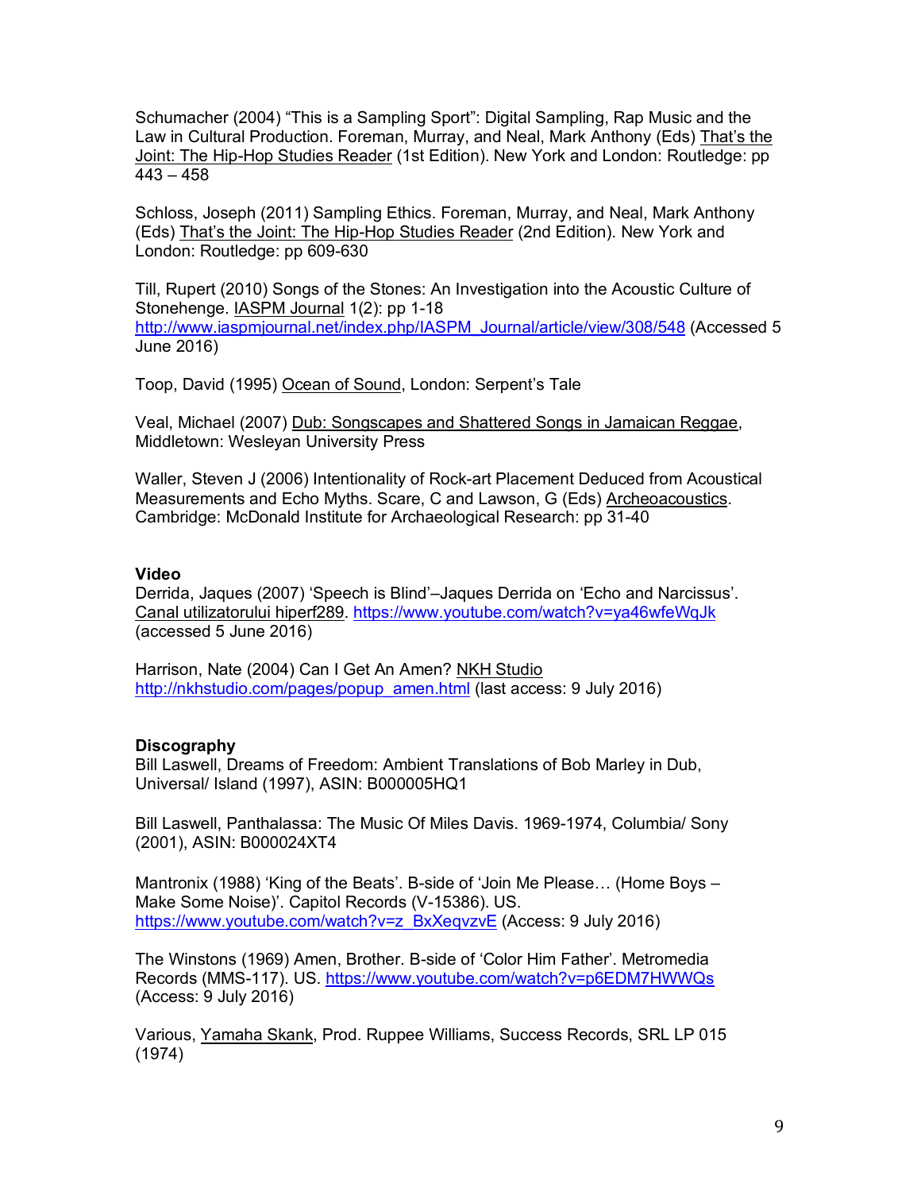Schumacher (2004) "This is a Sampling Sport": Digital Sampling, Rap Music and the Law in Cultural Production. Foreman, Murray, and Neal, Mark Anthony (Eds) That's the Joint: The Hip-Hop Studies Reader (1st Edition). New York and London: Routledge: pp 443 – 458

Schloss, Joseph (2011) Sampling Ethics. Foreman, Murray, and Neal, Mark Anthony (Eds) That's the Joint: The Hip-Hop Studies Reader (2nd Edition). New York and London: Routledge: pp 609-630

Till, Rupert (2010) Songs of the Stones: An Investigation into the Acoustic Culture of Stonehenge. IASPM Journal 1(2): pp 1-18 http://www.iaspmjournal.net/index.php/IASPM_Journal/article/view/308/548 (Accessed 5 June 2016)

Toop, David (1995) Ocean of Sound, London: Serpent's Tale

Veal, Michael (2007) Dub: Songscapes and Shattered Songs in Jamaican Reggae, Middletown: Wesleyan University Press

Waller, Steven J (2006) Intentionality of Rock-art Placement Deduced from Acoustical Measurements and Echo Myths. Scare, C and Lawson, G (Eds) Archeoacoustics. Cambridge: McDonald Institute for Archaeological Research: pp 31-40

**Video**

Derrida, Jaques (2007) 'Speech is Blind'–Jaques Derrida on 'Echo and Narcissus'. Canal utilizatorului hiperf289. https://www.youtube.com/watch?v=ya46wfeWqJk (accessed 5 June 2016)

Harrison, Nate (2004) Can I Get An Amen? NKH Studio http://nkhstudio.com/pages/popup_amen.html (last access: 9 July 2016)

**Discography**

Bill Laswell, Dreams of Freedom: Ambient Translations of Bob Marley in Dub, Universal/ Island (1997), ASIN: B000005HQ1

Bill Laswell, Panthalassa: The Music Of Miles Davis. 1969-1974, Columbia/ Sony (2001), ASIN: B000024XT4

Mantronix (1988) 'King of the Beats'. B-side of 'Join Me Please… (Home Boys – Make Some Noise)'. Capitol Records (V-15386). US. https://www.youtube.com/watch?v=z_BxXeqvzvE (Access: 9 July 2016)

The Winstons (1969) Amen, Brother. B-side of 'Color Him Father'. Metromedia Records (MMS-117). US. https://www.youtube.com/watch?v=p6EDM7HWWQs (Access: 9 July 2016)

Various, Yamaha Skank, Prod. Ruppee Williams, Success Records, SRL LP 015 (1974)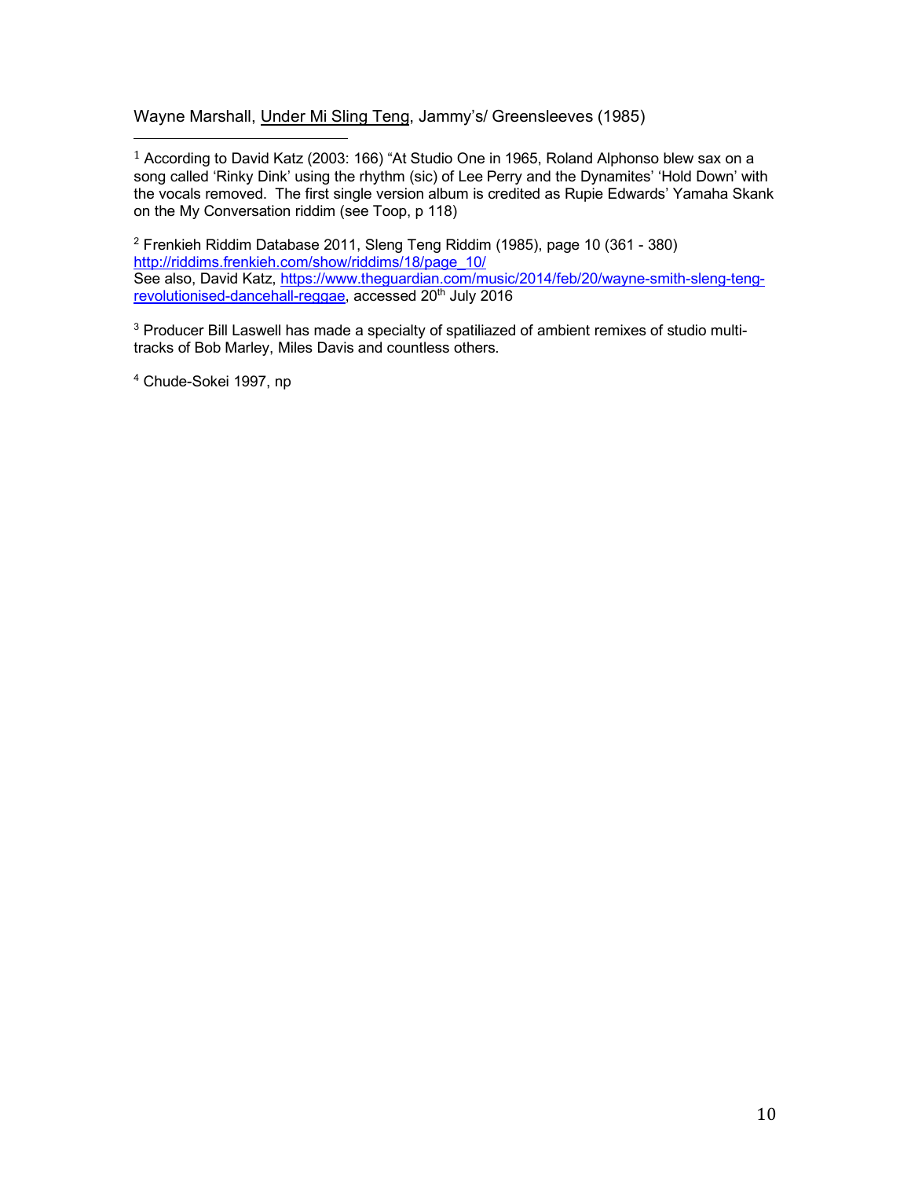Wayne Marshall, Under Mi Sling Teng, Jammy's/ Greensleeves (1985)

---

[1] According to David Katz (2003: 166) "At Studio One in 1965, Roland Alphonso blew sax on a song called 'Rinky Dink' using the rhythm (sic) of Lee Perry and the Dynamites' 'Hold Down' with the vocals removed. The first single version album is credited as Rupie Edwards' Yamaha Skank on the My Conversation riddim (see Toop, p 118)

[2] Frenkieh Riddim Database 2011, Sleng Teng Riddim (1985), page 10 (361 - 380) http://riddims.frenkieh.com/show/riddims/18/page_10/
See also, David Katz, https://www.theguardian.com/music/2014/feb/20/wayne-smith-sleng-teng-revolutionised-dancehall-reggae, accessed 20th July 2016

[3] Producer Bill Laswell has made a specialty of spatiliazed of ambient remixes of studio multi-tracks of Bob Marley, Miles Davis and countless others.

[4] Chude-Sokei 1997, np